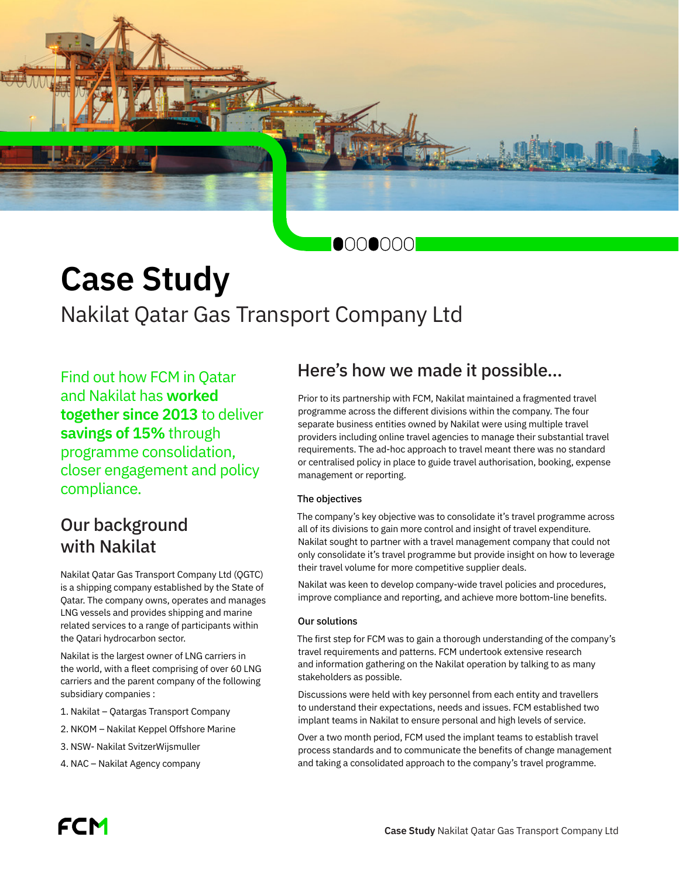# Case Study

Nakilat Qatar Gas Transport Company Ltd

Find out how FCM in Qatar and Nakilat has **worked together since 2013** to deliver **savings of 15%** through programme consolidation, closer engagement and policy compliance.

## Our background with Nakilat

Nakilat Qatar Gas Transport Company Ltd (QGTC) is a shipping company established by the State of Qatar. The company owns, operates and manages LNG vessels and provides shipping and marine related services to a range of participants within the Qatari hydrocarbon sector.

Nakilat is the largest owner of LNG carriers in the world, with a fleet comprising of over 60 LNG carriers and the parent company of the following subsidiary companies :

1. Nakilat – Qatargas Transport Company
2. NKOM – Nakilat Keppel Offshore Marine
3. NSW- Nakilat SvitzerWijsmuller
4. NAC – Nakilat Agency company

## Here's how we made it possible...

Prior to its partnership with FCM, Nakilat maintained a fragmented travel programme across the different divisions within the company. The four separate business entities owned by Nakilat were using multiple travel providers including online travel agencies to manage their substantial travel requirements. The ad-hoc approach to travel meant there was no standard or centralised policy in place to guide travel authorisation, booking, expense management or reporting.

### The objectives

The company's key objective was to consolidate it's travel programme across all of its divisions to gain more control and insight of travel expenditure. Nakilat sought to partner with a travel management company that could not only consolidate it's travel programme but provide insight on how to leverage their travel volume for more competitive supplier deals.

Nakilat was keen to develop company-wide travel policies and procedures, improve compliance and reporting, and achieve more bottom-line benefits.

### Our solutions

The first step for FCM was to gain a thorough understanding of the company's travel requirements and patterns. FCM undertook extensive research and information gathering on the Nakilat operation by talking to as many stakeholders as possible.

Discussions were held with key personnel from each entity and travellers to understand their expectations, needs and issues. FCM established two implant teams in Nakilat to ensure personal and high levels of service.

Over a two month period, FCM used the implant teams to establish travel process standards and to communicate the benefits of change management and taking a consolidated approach to the company's travel programme.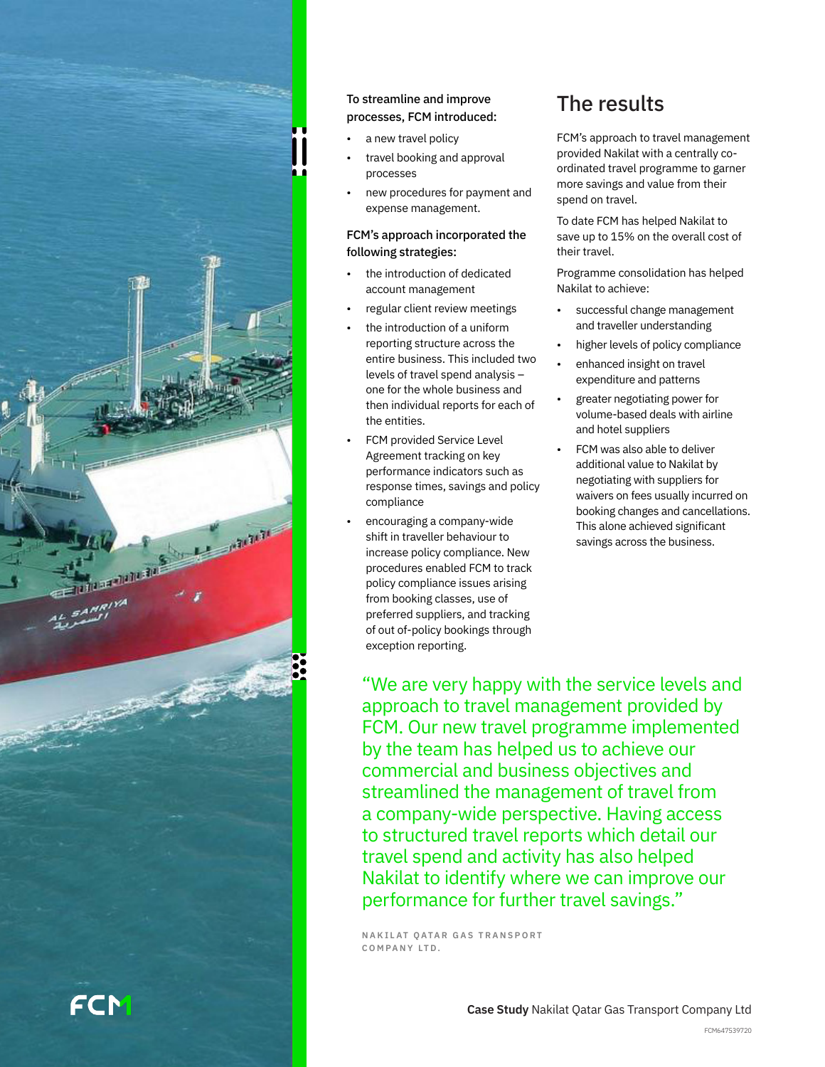**To streamline and improve processes, FCM introduced:**

- a new travel policy
- travel booking and approval processes
- new procedures for payment and expense management.

**FCM's approach incorporated the following strategies:**

- the introduction of dedicated account management
- regular client review meetings
- the introduction of a uniform reporting structure across the entire business. This included two levels of travel spend analysis – one for the whole business and then individual reports for each of the entities.
- FCM provided Service Level Agreement tracking on key performance indicators such as response times, savings and policy compliance
- encouraging a company-wide shift in traveller behaviour to increase policy compliance. New procedures enabled FCM to track policy compliance issues arising from booking classes, use of preferred suppliers, and tracking of out of-policy bookings through exception reporting.

## The results

FCM's approach to travel management provided Nakilat with a centrally co-ordinated travel programme to garner more savings and value from their spend on travel.

To date FCM has helped Nakilat to save up to 15% on the overall cost of their travel.

Programme consolidation has helped Nakilat to achieve:

- successful change management and traveller understanding
- higher levels of policy compliance
- enhanced insight on travel expenditure and patterns
- greater negotiating power for volume-based deals with airline and hotel suppliers
- FCM was also able to deliver additional value to Nakilat by negotiating with suppliers for waivers on fees usually incurred on booking changes and cancellations. This alone achieved significant savings across the business.

"We are very happy with the service levels and approach to travel management provided by FCM. Our new travel programme implemented by the team has helped us to achieve our commercial and business objectives and streamlined the management of travel from a company-wide perspective. Having access to structured travel reports which detail our travel spend and activity has also helped Nakilat to identify where we can improve our performance for further travel savings."

NAKILAT QATAR GAS TRANSPORT COMPANY LTD.

FCM

**Case Study** Nakilat Qatar Gas Transport Company Ltd

FCM647539720